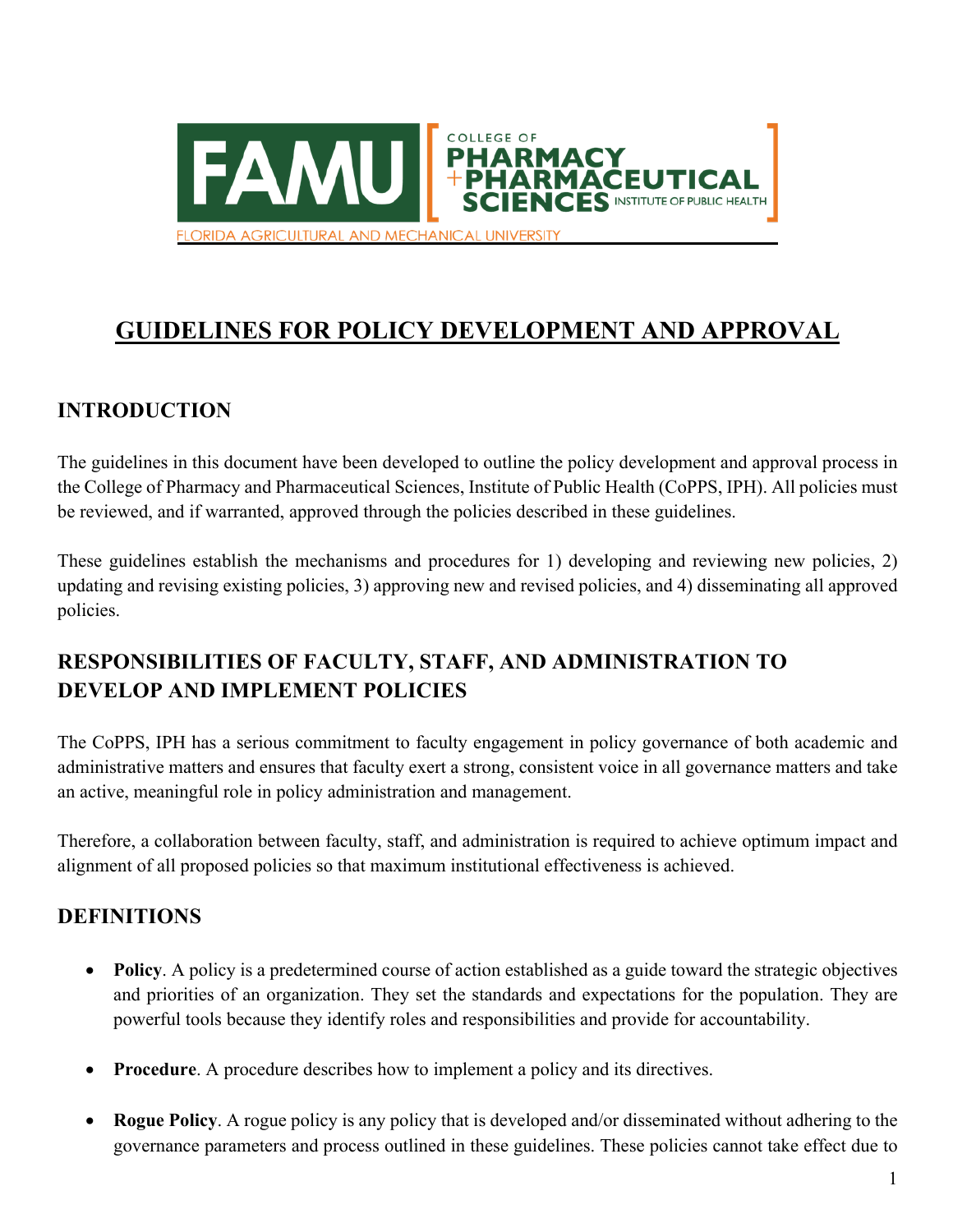# GUIDELINES FOR POLICY DEVELOPMENT AND APPROVAL

## INTRODUCTION

The guidelines in this document have been developed to outline the policy development and approval process in the College of Pharmacy and Pharmaceutical Sciences, Institute of Public Health (CoPPS, IPH). All policies must be reviewed, and if warranted, approved through the policies described in these guidelines.

These guidelines establish the mechanisms and procedures for 1) developing and reviewing new policies, 2) updating and revising existing policies, 3) approving new and revised policies, and 4) disseminating all approved policies.

## RESPONSIBILITIES OF FACULTY, STAFF, AND ADMINISTRATION TO DEVELOP AND IMPLEMENT POLICIES

The CoPPS, IPH has a serious commitment to faculty engagement in policy governance of both academic and administrative matters and ensures that faculty exert a strong, consistent voice in all governance matters and take an active, meaningful role in policy administration and management.

Therefore, a collaboration between faculty, staff, and administration is required to achieve optimum impact and alignment of all proposed policies so that maximum institutional effectiveness is achieved.

## DEFINITIONS

- **Policy**. A policy is a predetermined course of action established as a guide toward the strategic objectives and priorities of an organization. They set the standards and expectations for the population. They are powerful tools because they identify roles and responsibilities and provide for accountability.

- **Procedure**. A procedure describes how to implement a policy and its directives.

- **Rogue Policy**. A rogue policy is any policy that is developed and/or disseminated without adhering to the governance parameters and process outlined in these guidelines. These policies cannot take effect due to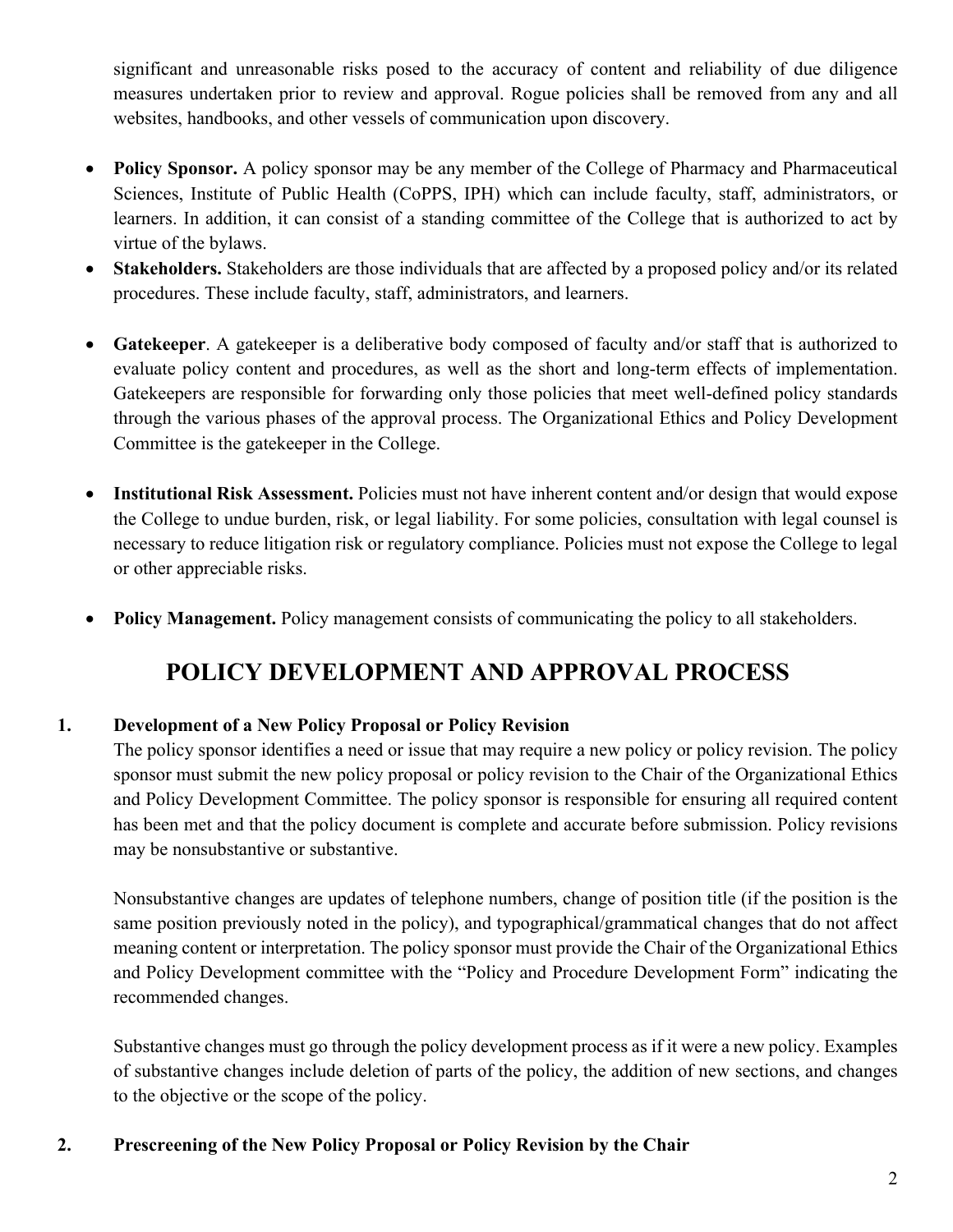significant and unreasonable risks posed to the accuracy of content and reliability of due diligence measures undertaken prior to review and approval. Rogue policies shall be removed from any and all websites, handbooks, and other vessels of communication upon discovery.

- **Policy Sponsor.** A policy sponsor may be any member of the College of Pharmacy and Pharmaceutical Sciences, Institute of Public Health (CoPPS, IPH) which can include faculty, staff, administrators, or learners. In addition, it can consist of a standing committee of the College that is authorized to act by virtue of the bylaws.
- **Stakeholders.** Stakeholders are those individuals that are affected by a proposed policy and/or its related procedures. These include faculty, staff, administrators, and learners.
- **Gatekeeper**. A gatekeeper is a deliberative body composed of faculty and/or staff that is authorized to evaluate policy content and procedures, as well as the short and long-term effects of implementation. Gatekeepers are responsible for forwarding only those policies that meet well-defined policy standards through the various phases of the approval process. The Organizational Ethics and Policy Development Committee is the gatekeeper in the College.
- **Institutional Risk Assessment.** Policies must not have inherent content and/or design that would expose the College to undue burden, risk, or legal liability. For some policies, consultation with legal counsel is necessary to reduce litigation risk or regulatory compliance. Policies must not expose the College to legal or other appreciable risks.
- **Policy Management.** Policy management consists of communicating the policy to all stakeholders.

# POLICY DEVELOPMENT AND APPROVAL PROCESS

**1. Development of a New Policy Proposal or Policy Revision**

The policy sponsor identifies a need or issue that may require a new policy or policy revision. The policy sponsor must submit the new policy proposal or policy revision to the Chair of the Organizational Ethics and Policy Development Committee. The policy sponsor is responsible for ensuring all required content has been met and that the policy document is complete and accurate before submission. Policy revisions may be nonsubstantive or substantive.

Nonsubstantive changes are updates of telephone numbers, change of position title (if the position is the same position previously noted in the policy), and typographical/grammatical changes that do not affect meaning content or interpretation. The policy sponsor must provide the Chair of the Organizational Ethics and Policy Development committee with the "Policy and Procedure Development Form" indicating the recommended changes.

Substantive changes must go through the policy development process as if it were a new policy. Examples of substantive changes include deletion of parts of the policy, the addition of new sections, and changes to the objective or the scope of the policy.

**2. Prescreening of the New Policy Proposal or Policy Revision by the Chair**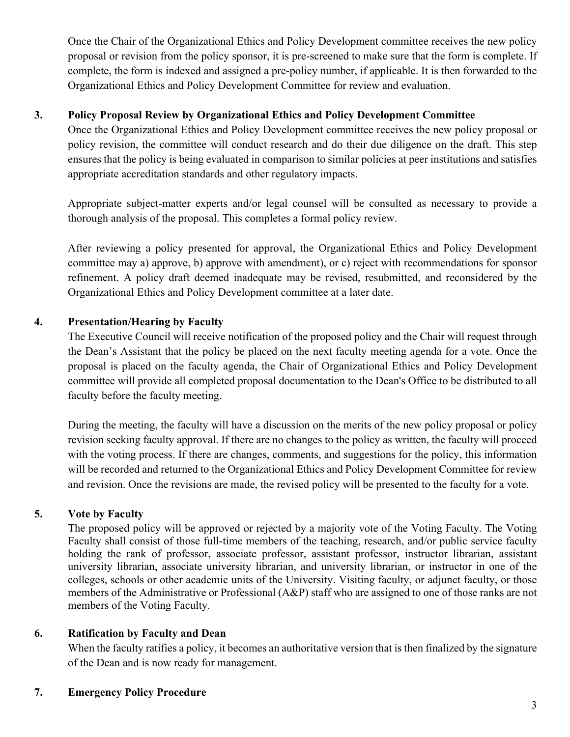Once the Chair of the Organizational Ethics and Policy Development committee receives the new policy proposal or revision from the policy sponsor, it is pre-screened to make sure that the form is complete. If complete, the form is indexed and assigned a pre-policy number, if applicable. It is then forwarded to the Organizational Ethics and Policy Development Committee for review and evaluation.

### 3. Policy Proposal Review by Organizational Ethics and Policy Development Committee

Once the Organizational Ethics and Policy Development committee receives the new policy proposal or policy revision, the committee will conduct research and do their due diligence on the draft. This step ensures that the policy is being evaluated in comparison to similar policies at peer institutions and satisfies appropriate accreditation standards and other regulatory impacts.

Appropriate subject-matter experts and/or legal counsel will be consulted as necessary to provide a thorough analysis of the proposal. This completes a formal policy review.

After reviewing a policy presented for approval, the Organizational Ethics and Policy Development committee may a) approve, b) approve with amendment), or c) reject with recommendations for sponsor refinement. A policy draft deemed inadequate may be revised, resubmitted, and reconsidered by the Organizational Ethics and Policy Development committee at a later date.

### 4. Presentation/Hearing by Faculty

The Executive Council will receive notification of the proposed policy and the Chair will request through the Dean's Assistant that the policy be placed on the next faculty meeting agenda for a vote. Once the proposal is placed on the faculty agenda, the Chair of Organizational Ethics and Policy Development committee will provide all completed proposal documentation to the Dean's Office to be distributed to all faculty before the faculty meeting.

During the meeting, the faculty will have a discussion on the merits of the new policy proposal or policy revision seeking faculty approval. If there are no changes to the policy as written, the faculty will proceed with the voting process. If there are changes, comments, and suggestions for the policy, this information will be recorded and returned to the Organizational Ethics and Policy Development Committee for review and revision. Once the revisions are made, the revised policy will be presented to the faculty for a vote.

### 5. Vote by Faculty

The proposed policy will be approved or rejected by a majority vote of the Voting Faculty. The Voting Faculty shall consist of those full-time members of the teaching, research, and/or public service faculty holding the rank of professor, associate professor, assistant professor, instructor librarian, assistant university librarian, associate university librarian, and university librarian, or instructor in one of the colleges, schools or other academic units of the University. Visiting faculty, or adjunct faculty, or those members of the Administrative or Professional (A&P) staff who are assigned to one of those ranks are not members of the Voting Faculty.

### 6. Ratification by Faculty and Dean

When the faculty ratifies a policy, it becomes an authoritative version that is then finalized by the signature of the Dean and is now ready for management.

### 7. Emergency Policy Procedure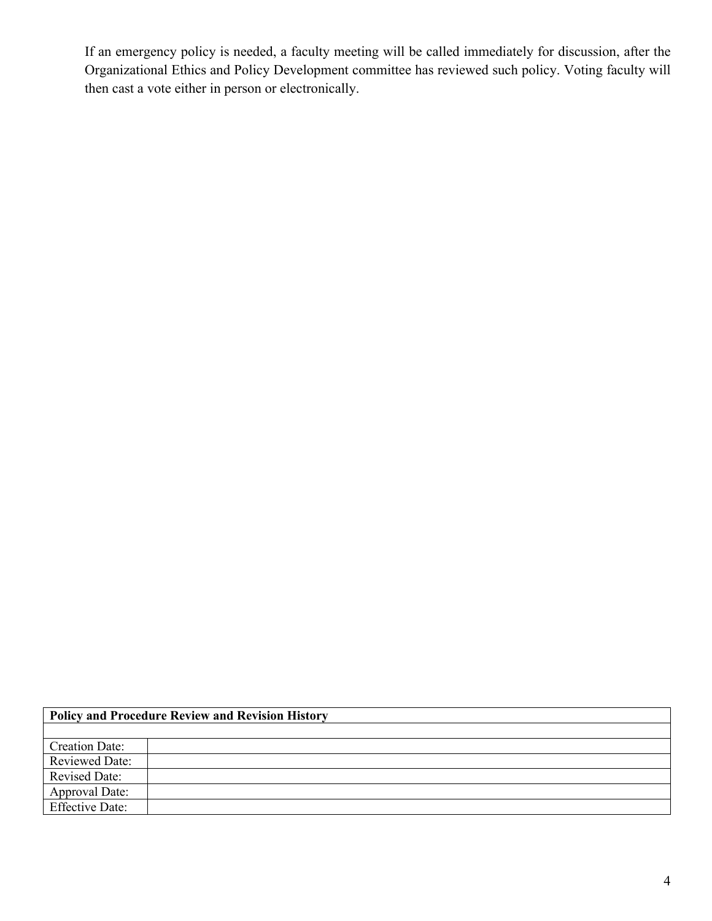If an emergency policy is needed, a faculty meeting will be called immediately for discussion, after the Organizational Ethics and Policy Development committee has reviewed such policy. Voting faculty will then cast a vote either in person or electronically.

| **Policy and Procedure Review and Revision History** | |
|---|---|
| | |
| Creation Date: | |
| Reviewed Date: | |
| Revised Date: | |
| Approval Date: | |
| Effective Date: | |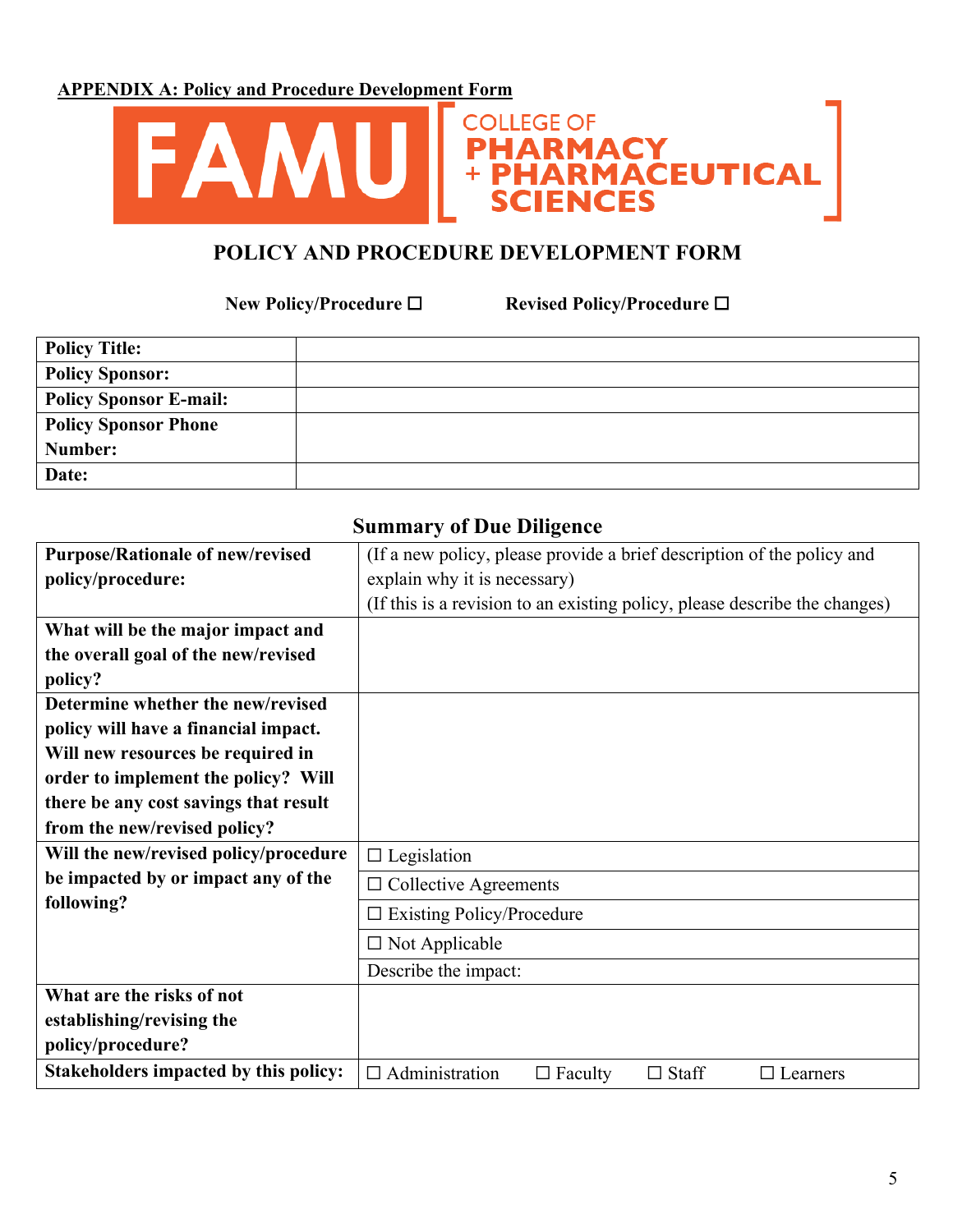**APPENDIX A: Policy and Procedure Development Form**

FAMU COLLEGE OF PHARMACY + PHARMACEUTICAL SCIENCES

## POLICY AND PROCEDURE DEVELOPMENT FORM

**New Policy/Procedure ☐** **Revised Policy/Procedure ☐**

| | |
|---|---|
| **Policy Title:** | |
| **Policy Sponsor:** | |
| **Policy Sponsor E-mail:** | |
| **Policy Sponsor Phone Number:** | |
| **Date:** | |

### Summary of Due Diligence

| | |
|---|---|
| **Purpose/Rationale of new/revised policy/procedure:** | (If a new policy, please provide a brief description of the policy and explain why it is necessary)<br>(If this is a revision to an existing policy, please describe the changes) |
| **What will be the major impact and the overall goal of the new/revised policy?** | |
| **Determine whether the new/revised policy will have a financial impact. Will new resources be required in order to implement the policy? Will there be any cost savings that result from the new/revised policy?** | |
| **Will the new/revised policy/procedure be impacted by or impact any of the following?** | ☐ Legislation |
| | ☐ Collective Agreements |
| | ☐ Existing Policy/Procedure |
| | ☐ Not Applicable |
| | Describe the impact: |
| **What are the risks of not establishing/revising the policy/procedure?** | |
| **Stakeholders impacted by this policy:** | ☐ Administration ☐ Faculty ☐ Staff ☐ Learners |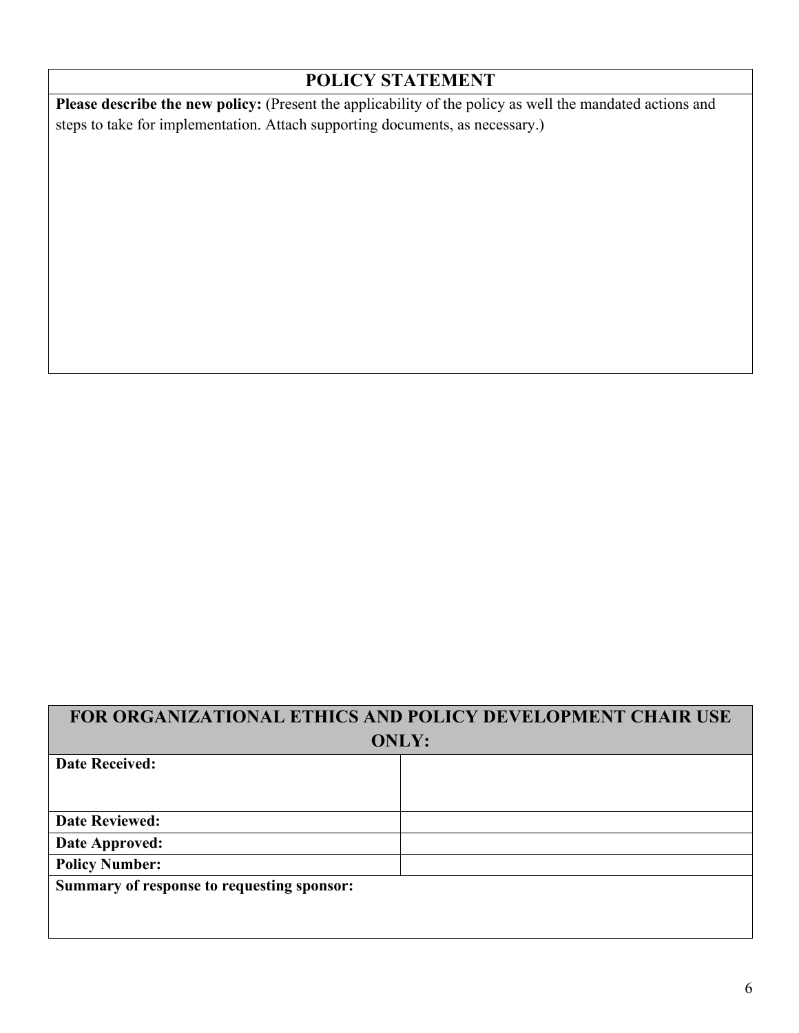## POLICY STATEMENT

**Please describe the new policy:** (Present the applicability of the policy as well the mandated actions and steps to take for implementation. Attach supporting documents, as necessary.)

## FOR ORGANIZATIONAL ETHICS AND POLICY DEVELOPMENT CHAIR USE ONLY:

| | |
|---|---|
| **Date Received:** | |
| **Date Reviewed:** | |
| **Date Approved:** | |
| **Policy Number:** | |
| **Summary of response to requesting sponsor:** | |